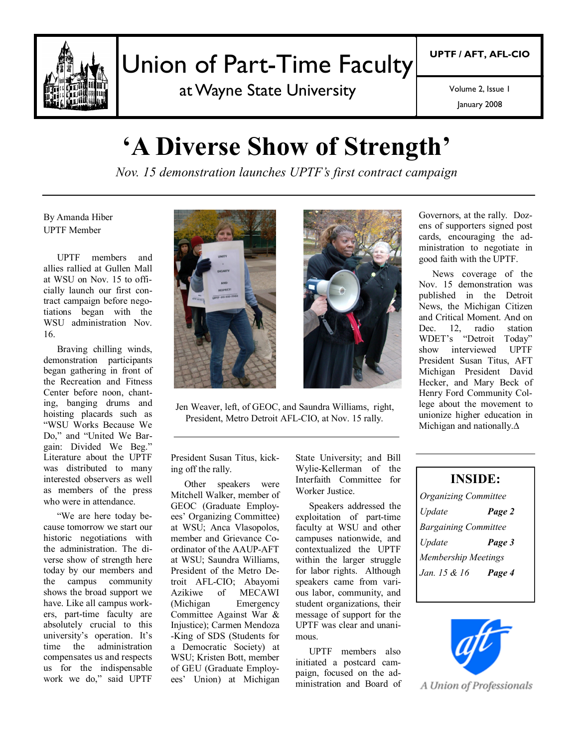# Union of Part-Time Faculty

at Wayne State University

**UPTF / AFT, AFL-CIO**

Volume 2, Issue 1

January 2008

# 'A Diverse Show of Strength'

*Nov. 15 demonstration launches UPTF's first contract campaign*

By Amanda Hiber
UPTF Member

UPTF members and allies rallied at Gullen Mall at WSU on Nov. 15 to officially launch our first contract campaign before negotiations began with the WSU administration Nov. 16.

Braving chilling winds, demonstration participants began gathering in front of the Recreation and Fitness Center before noon, chanting, banging drums and hoisting placards such as "WSU Works Because We Do," and "United We Bargain: Divided We Beg." Literature about the UPTF was distributed to many interested observers as well as members of the press who were in attendance.

"We are here today because tomorrow we start our historic negotiations with the administration. The diverse show of strength here today by our members and the campus community shows the broad support we have. Like all campus workers, part-time faculty are absolutely crucial to this university's operation. It's time the administration compensates us and respects us for the indispensable work we do," said UPTF President Susan Titus, kicking off the rally.

Jen Weaver, left, of GEOC, and Saundra Williams, right, President, Metro Detroit AFL-CIO, at Nov. 15 rally.

Other speakers were Mitchell Walker, member of GEOC (Graduate Employees' Organizing Committee) at WSU; Anca Vlasopolos, member and Grievance Coordinator of the AAUP-AFT at WSU; Saundra Williams, President of the Metro Detroit AFL-CIO; Abayomi Azikiwe of MECAWI (Michigan Emergency Committee Against War & Injustice); Carmen Mendoza-King of SDS (Students for a Democratic Society) at WSU; Kristen Bott, member of GEU (Graduate Employees' Union) at Michigan State University; and Bill Wylie-Kellerman of the Interfaith Committee for Worker Justice.

Speakers addressed the exploitation of part-time faculty at WSU and other campuses nationwide, and contextualized the UPTF within the larger struggle for labor rights. Although speakers came from various labor, community, and student organizations, their message of support for the UPTF was clear and unanimous.

UPTF members also initiated a postcard campaign, focused on the administration and Board of Governors, at the rally. Dozens of supporters signed post cards, encouraging the administration to negotiate in good faith with the UPTF.

News coverage of the Nov. 15 demonstration was published in the Detroit News, the Michigan Citizen and Critical Moment. And on Dec. 12, radio station WDET's "Detroit Today" show interviewed UPTF President Susan Titus, AFT Michigan President David Hecker, and Mary Beck of Henry Ford Community College about the movement to unionize higher education in Michigan and nationally.∆

## INSIDE:

*Organizing Committee Update* **Page 2**

*Bargaining Committee Update* **Page 3**

*Membership Meetings Jan. 15 & 16* **Page 4**

*A Union of Professionals*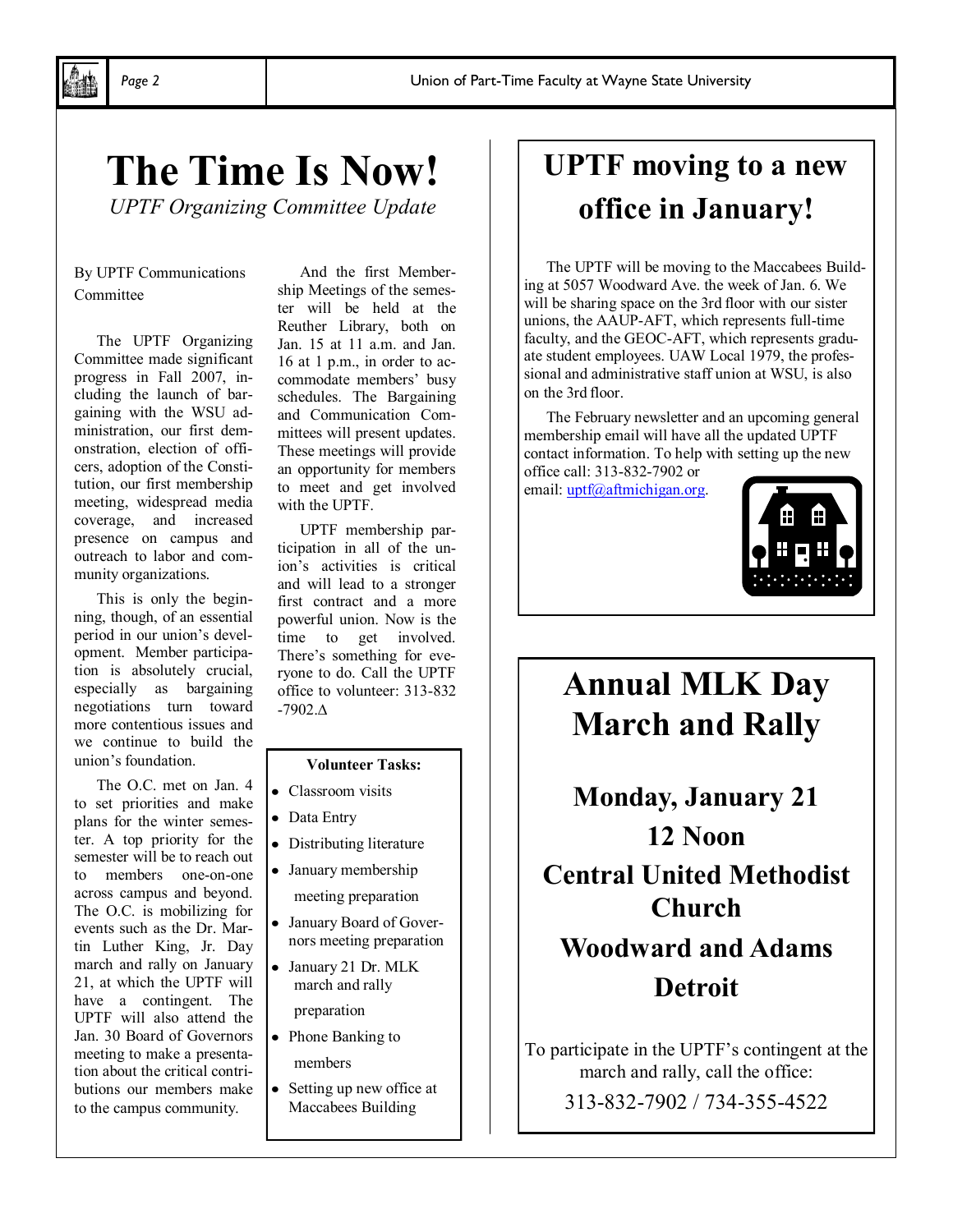# The Time Is Now!

*UPTF Organizing Committee Update*

By UPTF Communications Committee

The UPTF Organizing Committee made significant progress in Fall 2007, including the launch of bargaining with the WSU administration, our first demonstration, election of officers, adoption of the Constitution, our first membership meeting, widespread media coverage, and increased presence on campus and outreach to labor and community organizations.

This is only the beginning, though, of an essential period in our union's development. Member participation is absolutely crucial, especially as bargaining negotiations turn toward more contentious issues and we continue to build the union's foundation.

The O.C. met on Jan. 4 to set priorities and make plans for the winter semester. A top priority for the semester will be to reach out to members one-on-one across campus and beyond. The O.C. is mobilizing for events such as the Dr. Martin Luther King, Jr. Day march and rally on January 21, at which the UPTF will have a contingent. The UPTF will also attend the Jan. 30 Board of Governors meeting to make a presentation about the critical contributions our members make to the campus community.

And the first Membership Meetings of the semester will be held at the Reuther Library, both on Jan. 15 at 11 a.m. and Jan. 16 at 1 p.m., in order to accommodate members' busy schedules. The Bargaining and Communication Committees will present updates. These meetings will provide an opportunity for members to meet and get involved with the UPTF.

UPTF membership participation in all of the union's activities is critical and will lead to a stronger first contract and a more powerful union. Now is the time to get involved. There's something for everyone to do. Call the UPTF office to volunteer: 313-832-7902.Δ

**Volunteer Tasks:**

- Classroom visits
- Data Entry
- Distributing literature
- January membership meeting preparation
- January Board of Governors meeting preparation
- January 21 Dr. MLK march and rally preparation
- Phone Banking to members
- Setting up new office at Maccabees Building

# UPTF moving to a new office in January!

The UPTF will be moving to the Maccabees Building at 5057 Woodward Ave. the week of Jan. 6. We will be sharing space on the 3rd floor with our sister unions, the AAUP-AFT, which represents full-time faculty, and the GEOC-AFT, which represents graduate student employees. UAW Local 1979, the professional and administrative staff union at WSU, is also on the 3rd floor.

The February newsletter and an upcoming general membership email will have all the updated UPTF contact information. To help with setting up the new office call: 313-832-7902 or email: uptf@aftmichigan.org.

# Annual MLK Day March and Rally

## Monday, January 21
## 12 Noon
## Central United Methodist Church
## Woodward and Adams
## Detroit

To participate in the UPTF's contingent at the march and rally, call the office:

313-832-7902 / 734-355-4522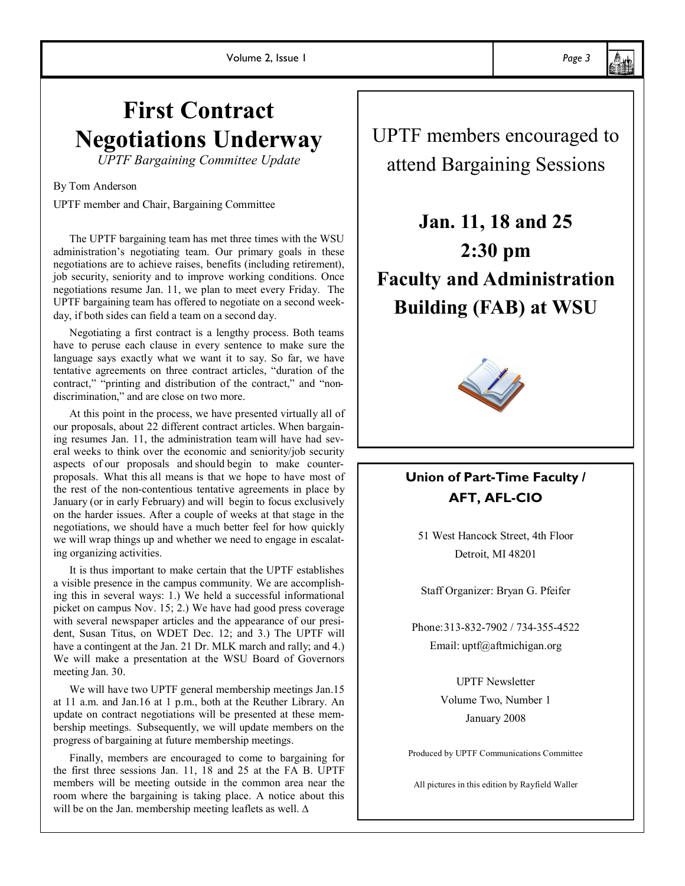# First Contract Negotiations Underway

*UPTF Bargaining Committee Update*

By Tom Anderson

UPTF member and Chair, Bargaining Committee

The UPTF bargaining team has met three times with the WSU administration's negotiating team. Our primary goals in these negotiations are to achieve raises, benefits (including retirement), job security, seniority and to improve working conditions. Once negotiations resume Jan. 11, we plan to meet every Friday. The UPTF bargaining team has offered to negotiate on a second weekday, if both sides can field a team on a second day.

Negotiating a first contract is a lengthy process. Both teams have to peruse each clause in every sentence to make sure the language says exactly what we want it to say. So far, we have tentative agreements on three contract articles, "duration of the contract," "printing and distribution of the contract," and "non-discrimination," and are close on two more.

At this point in the process, we have presented virtually all of our proposals, about 22 different contract articles. When bargaining resumes Jan. 11, the administration team will have had several weeks to think over the economic and seniority/job security aspects of our proposals and should begin to make counter-proposals. What this all means is that we hope to have most of the rest of the non-contentious tentative agreements in place by January (or in early February) and will begin to focus exclusively on the harder issues. After a couple of weeks at that stage in the negotiations, we should have a much better feel for how quickly we will wrap things up and whether we need to engage in escalating organizing activities.

It is thus important to make certain that the UPTF establishes a visible presence in the campus community. We are accomplishing this in several ways: 1.) We held a successful informational picket on campus Nov. 15; 2.) We have had good press coverage with several newspaper articles and the appearance of our president, Susan Titus, on WDET Dec. 12; and 3.) The UPTF will have a contingent at the Jan. 21 Dr. MLK march and rally; and 4.) We will make a presentation at the WSU Board of Governors meeting Jan. 30.

We will have two UPTF general membership meetings Jan.15 at 11 a.m. and Jan.16 at 1 p.m., both at the Reuther Library. An update on contract negotiations will be presented at these membership meetings. Subsequently, we will update members on the progress of bargaining at future membership meetings.

Finally, members are encouraged to come to bargaining for the first three sessions Jan. 11, 18 and 25 at the FA B. UPTF members will be meeting outside in the common area near the room where the bargaining is taking place. A notice about this will be on the Jan. membership meeting leaflets as well. ∆

UPTF members encouraged to attend Bargaining Sessions

**Jan. 11, 18 and 25**

**2:30 pm**

**Faculty and Administration Building (FAB) at WSU**

**Union of Part-Time Faculty / AFT, AFL-CIO**

51 West Hancock Street, 4th Floor
Detroit, MI 48201

Staff Organizer: Bryan G. Pfeifer

Phone: 313-832-7902 / 734-355-4522
Email: uptf@aftmichigan.org

UPTF Newsletter
Volume Two, Number 1
January 2008

Produced by UPTF Communications Committee

All pictures in this edition by Rayfield Waller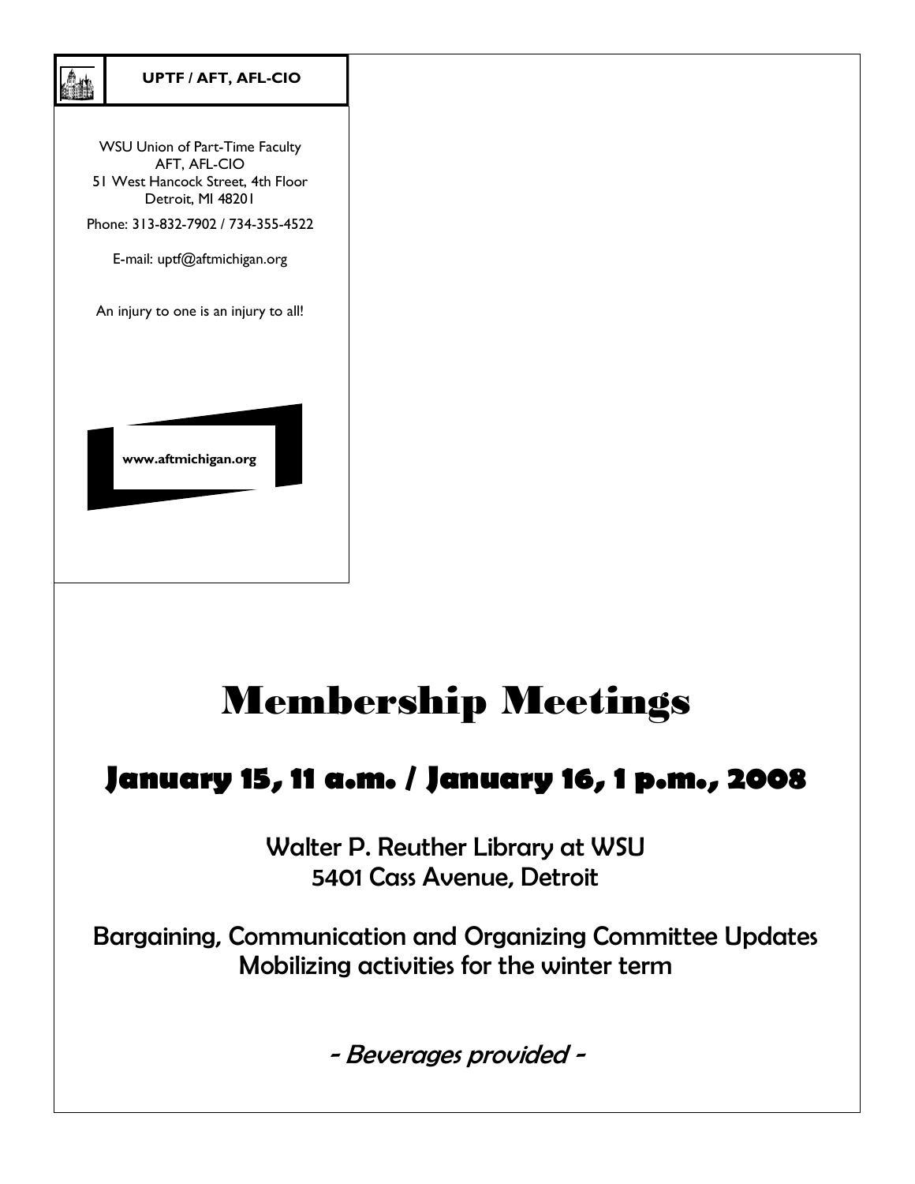**UPTF / AFT, AFL-CIO**

WSU Union of Part-Time Faculty
AFT, AFL-CIO
51 West Hancock Street, 4th Floor
Detroit, MI 48201

Phone: 313-832-7902 / 734-355-4522

E-mail: uptf@aftmichigan.org

An injury to one is an injury to all!

**www.aftmichigan.org**

# Membership Meetings

## January 15, 11 a.m. / January 16, 1 p.m., 2008

Walter P. Reuther Library at WSU
5401 Cass Avenue, Detroit

Bargaining, Communication and Organizing Committee Updates
Mobilizing activities for the winter term

*- Beverages provided -*